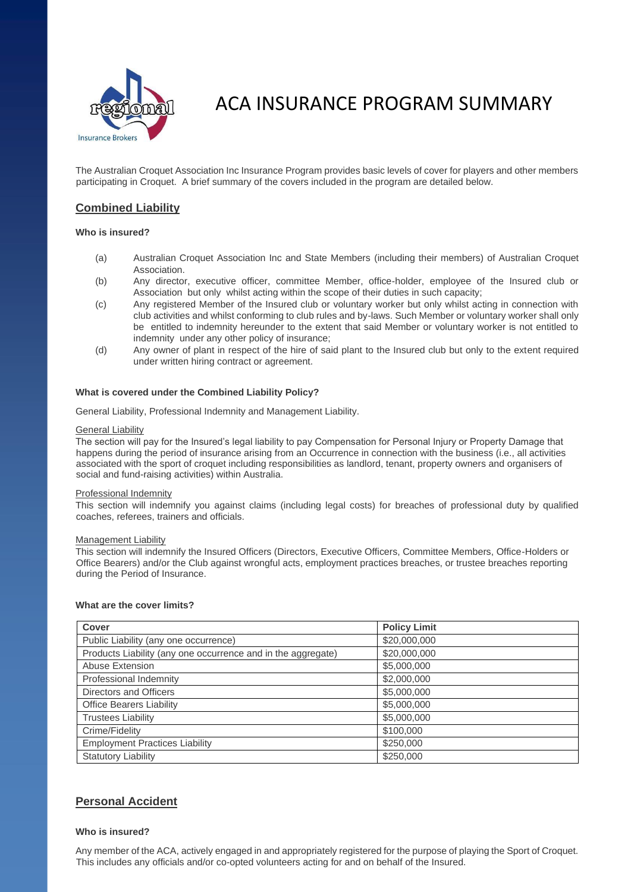# ACA INSURANCE PROGRAM SUMMARY

The Australian Croquet Association Inc Insurance Program provides basic levels of cover for players and other members participating in Croquet. A brief summary of the covers included in the program are detailed below.

## Combined Liability

**Who is insured?**

(a) Australian Croquet Association Inc and State Members (including their members) of Australian Croquet Association.

(b) Any director, executive officer, committee Member, office-holder, employee of the Insured club or Association but only whilst acting within the scope of their duties in such capacity;

(c) Any registered Member of the Insured club or voluntary worker but only whilst acting in connection with club activities and whilst conforming to club rules and by-laws. Such Member or voluntary worker shall only be entitled to indemnity hereunder to the extent that said Member or voluntary worker is not entitled to indemnity under any other policy of insurance;

(d) Any owner of plant in respect of the hire of said plant to the Insured club but only to the extent required under written hiring contract or agreement.

**What is covered under the Combined Liability Policy?**

General Liability, Professional Indemnity and Management Liability.

General Liability

The section will pay for the Insured's legal liability to pay Compensation for Personal Injury or Property Damage that happens during the period of insurance arising from an Occurrence in connection with the business (i.e., all activities associated with the sport of croquet including responsibilities as landlord, tenant, property owners and organisers of social and fund-raising activities) within Australia.

Professional Indemnity

This section will indemnify you against claims (including legal costs) for breaches of professional duty by qualified coaches, referees, trainers and officials.

Management Liability

This section will indemnify the Insured Officers (Directors, Executive Officers, Committee Members, Office-Holders or Office Bearers) and/or the Club against wrongful acts, employment practices breaches, or trustee breaches reporting during the Period of Insurance.

**What are the cover limits?**

| Cover | Policy Limit |
| --- | --- |
| Public Liability (any one occurrence) | $20,000,000 |
| Products Liability (any one occurrence and in the aggregate) | $20,000,000 |
| Abuse Extension | $5,000,000 |
| Professional Indemnity | $2,000,000 |
| Directors and Officers | $5,000,000 |
| Office Bearers Liability | $5,000,000 |
| Trustees Liability | $5,000,000 |
| Crime/Fidelity | $100,000 |
| Employment Practices Liability | $250,000 |
| Statutory Liability | $250,000 |

## Personal Accident

**Who is insured?**

Any member of the ACA, actively engaged in and appropriately registered for the purpose of playing the Sport of Croquet. This includes any officials and/or co-opted volunteers acting for and on behalf of the Insured.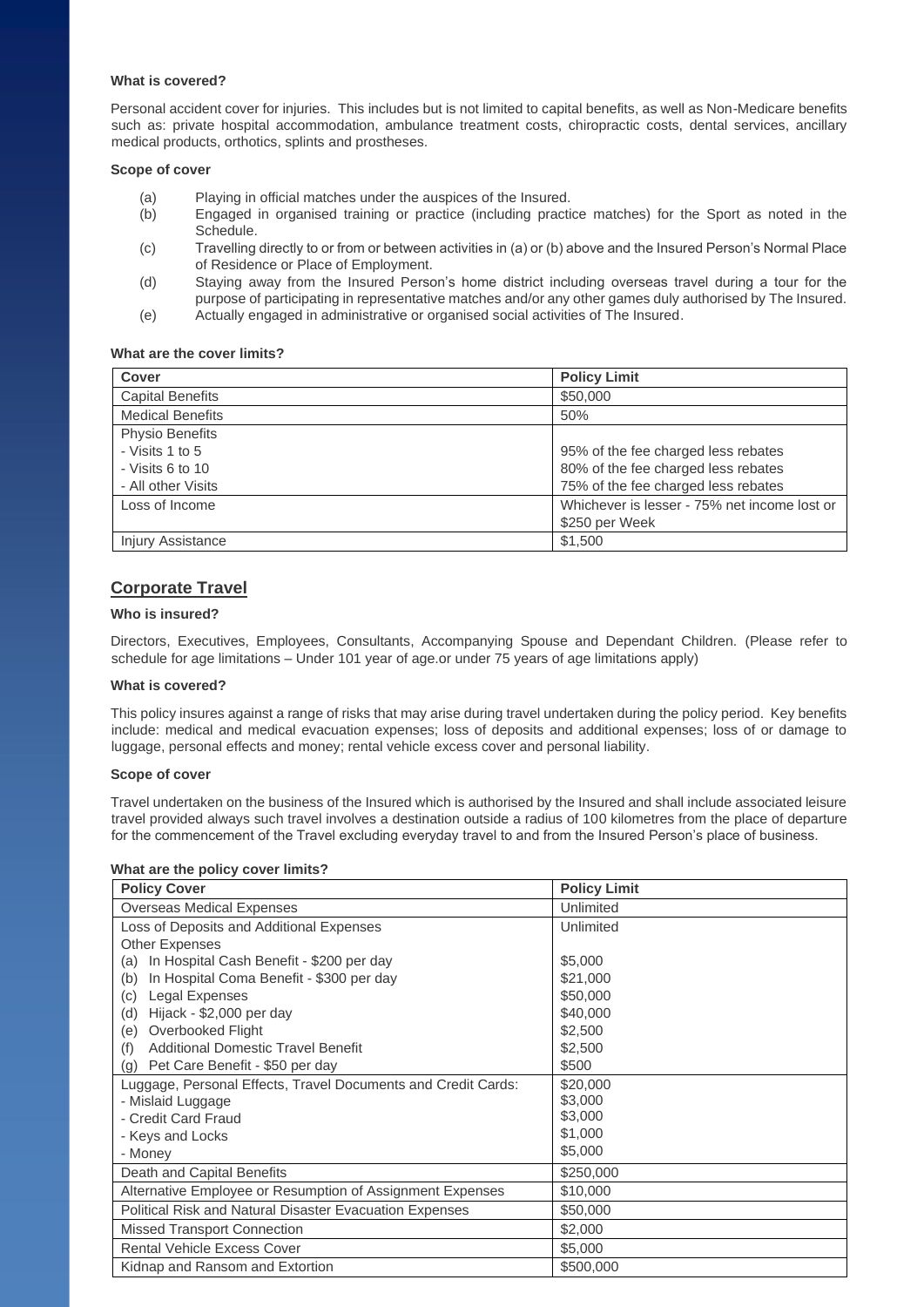**What is covered?**

Personal accident cover for injuries. This includes but is not limited to capital benefits, as well as Non-Medicare benefits such as: private hospital accommodation, ambulance treatment costs, chiropractic costs, dental services, ancillary medical products, orthotics, splints and prostheses.

**Scope of cover**

(a) Playing in official matches under the auspices of the Insured.
(b) Engaged in organised training or practice (including practice matches) for the Sport as noted in the Schedule.
(c) Travelling directly to or from or between activities in (a) or (b) above and the Insured Person's Normal Place of Residence or Place of Employment.
(d) Staying away from the Insured Person's home district including overseas travel during a tour for the purpose of participating in representative matches and/or any other games duly authorised by The Insured.
(e) Actually engaged in administrative or organised social activities of The Insured.

**What are the cover limits?**

| Cover | Policy Limit |
|---|---|
| Capital Benefits | $50,000 |
| Medical Benefits | 50% |
| Physio Benefits<br>- Visits 1 to 5<br>- Visits 6 to 10<br>- All other Visits | <br>95% of the fee charged less rebates<br>80% of the fee charged less rebates<br>75% of the fee charged less rebates |
| Loss of Income | Whichever is lesser - 75% net income lost or $250 per Week |
| Injury Assistance | $1,500 |

## Corporate Travel

**Who is insured?**

Directors, Executives, Employees, Consultants, Accompanying Spouse and Dependant Children. (Please refer to schedule for age limitations – Under 101 year of age.or under 75 years of age limitations apply)

**What is covered?**

This policy insures against a range of risks that may arise during travel undertaken during the policy period. Key benefits include: medical and medical evacuation expenses; loss of deposits and additional expenses; loss of or damage to luggage, personal effects and money; rental vehicle excess cover and personal liability.

**Scope of cover**

Travel undertaken on the business of the Insured which is authorised by the Insured and shall include associated leisure travel provided always such travel involves a destination outside a radius of 100 kilometres from the place of departure for the commencement of the Travel excluding everyday travel to and from the Insured Person's place of business.

**What are the policy cover limits?**

| Policy Cover | Policy Limit |
|---|---|
| Overseas Medical Expenses | Unlimited |
| Loss of Deposits and Additional Expenses<br>Other Expenses<br>(a) In Hospital Cash Benefit - $200 per day<br>(b) In Hospital Coma Benefit - $300 per day<br>(c) Legal Expenses<br>(d) Hijack - $2,000 per day<br>(e) Overbooked Flight<br>(f) Additional Domestic Travel Benefit<br>(g) Pet Care Benefit - $50 per day | Unlimited<br><br>$5,000<br>$21,000<br>$50,000<br>$40,000<br>$2,500<br>$2,500<br>$500 |
| Luggage, Personal Effects, Travel Documents and Credit Cards:<br>- Mislaid Luggage<br>- Credit Card Fraud<br>- Keys and Locks<br>- Money | $20,000<br>$3,000<br>$3,000<br>$1,000<br>$5,000 |
| Death and Capital Benefits | $250,000 |
| Alternative Employee or Resumption of Assignment Expenses | $10,000 |
| Political Risk and Natural Disaster Evacuation Expenses | $50,000 |
| Missed Transport Connection | $2,000 |
| Rental Vehicle Excess Cover | $5,000 |
| Kidnap and Ransom and Extortion | $500,000 |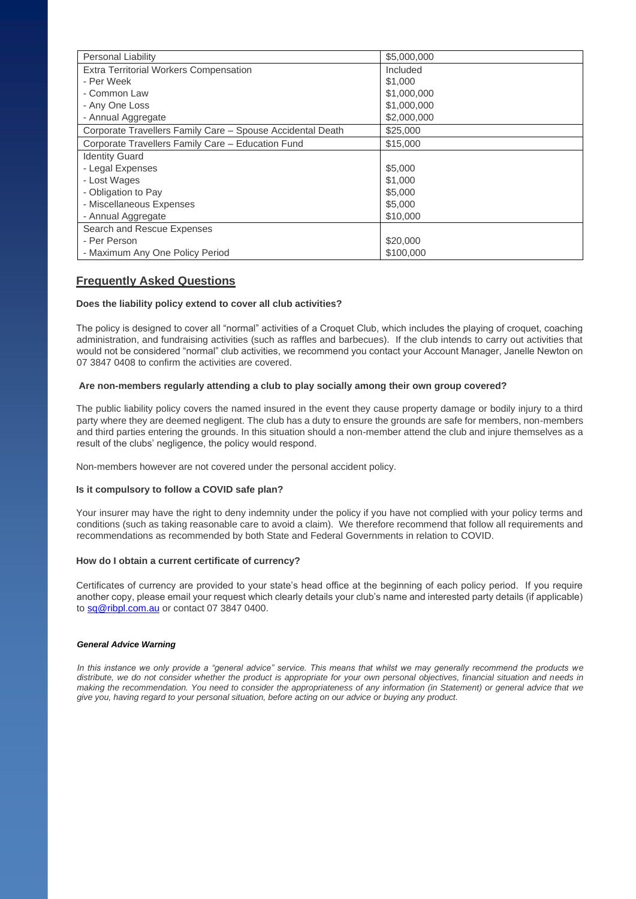| | |
|---|---|
| Personal Liability | $5,000,000 |
| Extra Territorial Workers Compensation | Included |
| - Per Week | $1,000 |
| - Common Law | $1,000,000 |
| - Any One Loss | $1,000,000 |
| - Annual Aggregate | $2,000,000 |
| Corporate Travellers Family Care – Spouse Accidental Death | $25,000 |
| Corporate Travellers Family Care – Education Fund | $15,000 |
| Identity Guard | |
| - Legal Expenses | $5,000 |
| - Lost Wages | $1,000 |
| - Obligation to Pay | $5,000 |
| - Miscellaneous Expenses | $5,000 |
| - Annual Aggregate | $10,000 |
| Search and Rescue Expenses | |
| - Per Person | $20,000 |
| - Maximum Any One Policy Period | $100,000 |

## Frequently Asked Questions

**Does the liability policy extend to cover all club activities?**

The policy is designed to cover all "normal" activities of a Croquet Club, which includes the playing of croquet, coaching administration, and fundraising activities (such as raffles and barbecues). If the club intends to carry out activities that would not be considered "normal" club activities, we recommend you contact your Account Manager, Janelle Newton on 07 3847 0408 to confirm the activities are covered.

**Are non-members regularly attending a club to play socially among their own group covered?**

The public liability policy covers the named insured in the event they cause property damage or bodily injury to a third party where they are deemed negligent. The club has a duty to ensure the grounds are safe for members, non-members and third parties entering the grounds. In this situation should a non-member attend the club and injure themselves as a result of the clubs' negligence, the policy would respond.

Non-members however are not covered under the personal accident policy.

**Is it compulsory to follow a COVID safe plan?**

Your insurer may have the right to deny indemnity under the policy if you have not complied with your policy terms and conditions (such as taking reasonable care to avoid a claim). We therefore recommend that follow all requirements and recommendations as recommended by both State and Federal Governments in relation to COVID.

**How do I obtain a current certificate of currency?**

Certificates of currency are provided to your state's head office at the beginning of each policy period. If you require another copy, please email your request which clearly details your club's name and interested party details (if applicable) to sq@ribpl.com.au or contact 07 3847 0400.

***General Advice Warning***

*In this instance we only provide a "general advice" service. This means that whilst we may generally recommend the products we distribute, we do not consider whether the product is appropriate for your own personal objectives, financial situation and needs in making the recommendation. You need to consider the appropriateness of any information (in Statement) or general advice that we give you, having regard to your personal situation, before acting on our advice or buying any product.*